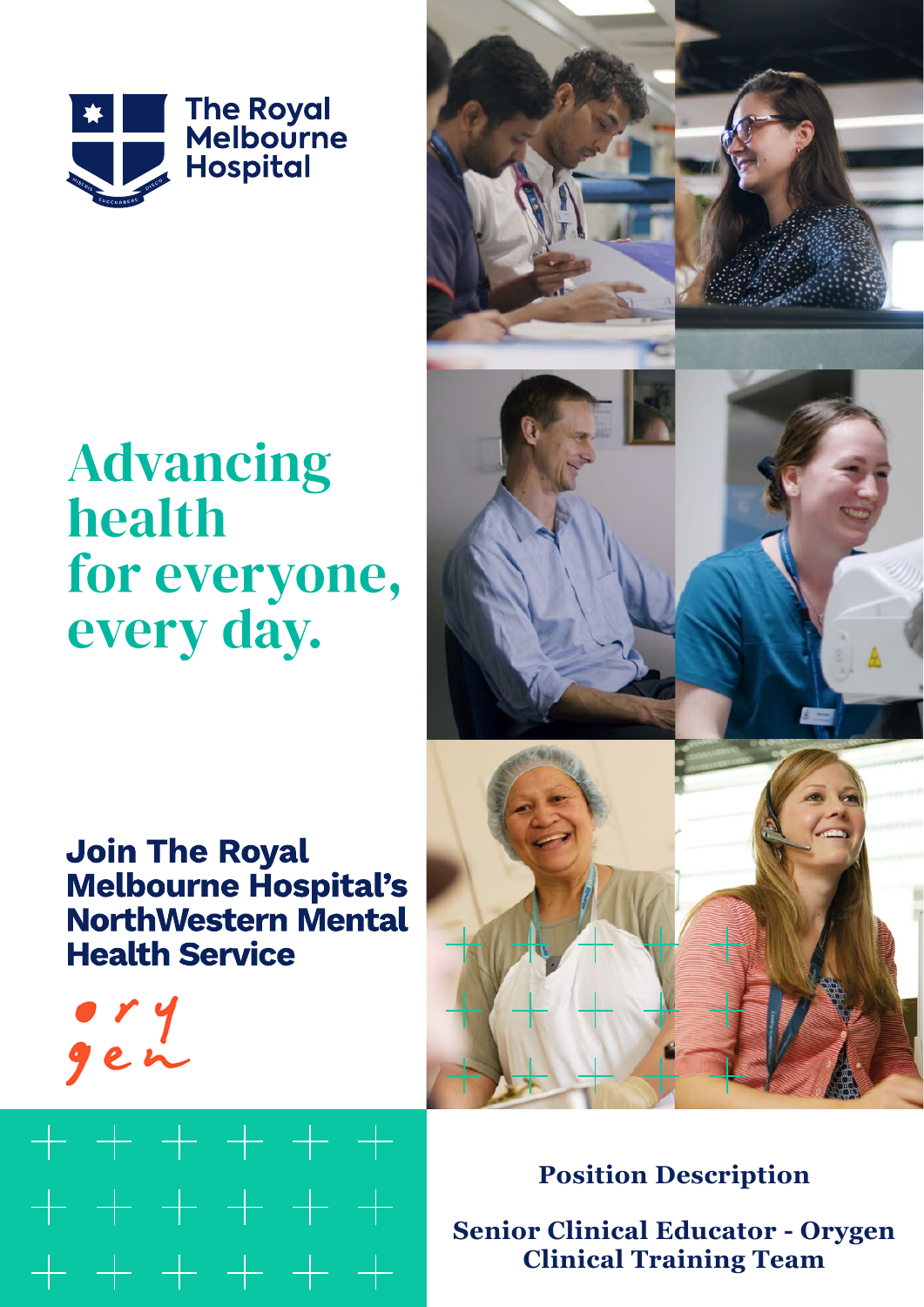The Royal Melbourne Hospital

# Advancing health for everyone, every day.

## Join The Royal Melbourne Hospital's NorthWestern Mental Health Service

orygen

**Position Description**

**Senior Clinical Educator - Orygen Clinical Training Team**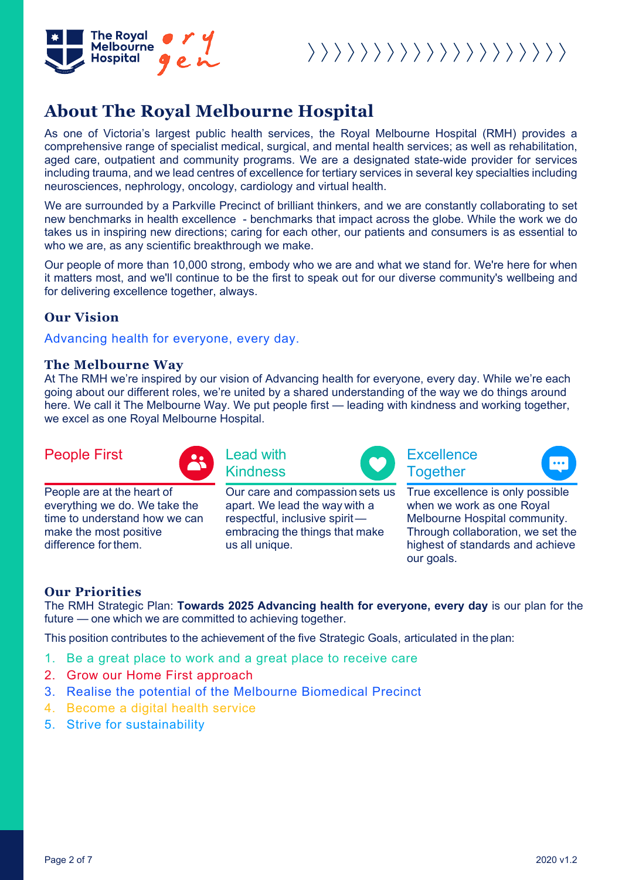# About The Royal Melbourne Hospital

As one of Victoria's largest public health services, the Royal Melbourne Hospital (RMH) provides a comprehensive range of specialist medical, surgical, and mental health services; as well as rehabilitation, aged care, outpatient and community programs. We are a designated state-wide provider for services including trauma, and we lead centres of excellence for tertiary services in several key specialties including neurosciences, nephrology, oncology, cardiology and virtual health.

We are surrounded by a Parkville Precinct of brilliant thinkers, and we are constantly collaborating to set new benchmarks in health excellence - benchmarks that impact across the globe. While the work we do takes us in inspiring new directions; caring for each other, our patients and consumers is as essential to who we are, as any scientific breakthrough we make.

Our people of more than 10,000 strong, embody who we are and what we stand for. We're here for when it matters most, and we'll continue to be the first to speak out for our diverse community's wellbeing and for delivering excellence together, always.

## Our Vision

Advancing health for everyone, every day.

## The Melbourne Way

At The RMH we're inspired by our vision of Advancing health for everyone, every day. While we're each going about our different roles, we're united by a shared understanding of the way we do things around here. We call it The Melbourne Way. We put people first — leading with kindness and working together, we excel as one Royal Melbourne Hospital.

### People First

People are at the heart of everything we do. We take the time to understand how we can make the most positive difference for them.

### Lead with Kindness

Our care and compassion sets us apart. We lead the way with a respectful, inclusive spirit — embracing the things that make us all unique.

### Excellence Together

True excellence is only possible when we work as one Royal Melbourne Hospital community. Through collaboration, we set the highest of standards and achieve our goals.

## Our Priorities

The RMH Strategic Plan: **Towards 2025 Advancing health for everyone, every day** is our plan for the future — one which we are committed to achieving together.

This position contributes to the achievement of the five Strategic Goals, articulated in the plan:

1. Be a great place to work and a great place to receive care
2. Grow our Home First approach
3. Realise the potential of the Melbourne Biomedical Precinct
4. Become a digital health service
5. Strive for sustainability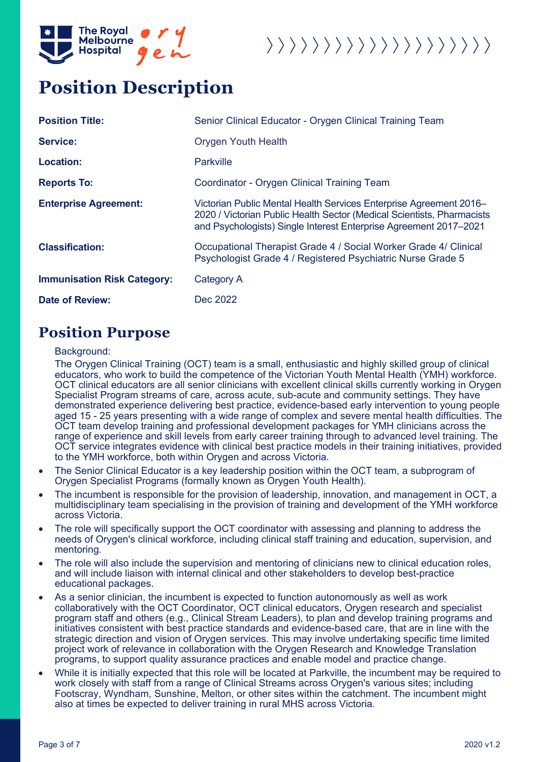# Position Description

| | |
|---|---|
| **Position Title:** | Senior Clinical Educator - Orygen Clinical Training Team |
| **Service:** | Orygen Youth Health |
| **Location:** | Parkville |
| **Reports To:** | Coordinator - Orygen Clinical Training Team |
| **Enterprise Agreement:** | Victorian Public Mental Health Services Enterprise Agreement 2016–2020 / Victorian Public Health Sector (Medical Scientists, Pharmacists and Psychologists) Single Interest Enterprise Agreement 2017–2021 |
| **Classification:** | Occupational Therapist Grade 4 / Social Worker Grade 4/ Clinical Psychologist Grade 4 / Registered Psychiatric Nurse Grade 5 |
| **Immunisation Risk Category:** | Category A |
| **Date of Review:** | Dec 2022 |

## Position Purpose

Background:

The Orygen Clinical Training (OCT) team is a small, enthusiastic and highly skilled group of clinical educators, who work to build the competence of the Victorian Youth Mental Health (YMH) workforce. OCT clinical educators are all senior clinicians with excellent clinical skills currently working in Orygen Specialist Program streams of care, across acute, sub-acute and community settings. They have demonstrated experience delivering best practice, evidence-based early intervention to young people aged 15 - 25 years presenting with a wide range of complex and severe mental health difficulties. The OCT team develop training and professional development packages for YMH clinicians across the range of experience and skill levels from early career training through to advanced level training. The OCT service integrates evidence with clinical best practice models in their training initiatives, provided to the YMH workforce, both within Orygen and across Victoria.

- The Senior Clinical Educator is a key leadership position within the OCT team, a subprogram of Orygen Specialist Programs (formally known as Orygen Youth Health).
- The incumbent is responsible for the provision of leadership, innovation, and management in OCT, a multidisciplinary team specialising in the provision of training and development of the YMH workforce across Victoria.
- The role will specifically support the OCT coordinator with assessing and planning to address the needs of Orygen's clinical workforce, including clinical staff training and education, supervision, and mentoring.
- The role will also include the supervision and mentoring of clinicians new to clinical education roles, and will include liaison with internal clinical and other stakeholders to develop best-practice educational packages.
- As a senior clinician, the incumbent is expected to function autonomously as well as work collaboratively with the OCT Coordinator, OCT clinical educators, Orygen research and specialist program staff and others (e.g., Clinical Stream Leaders), to plan and develop training programs and initiatives consistent with best practice standards and evidence-based care, that are in line with the strategic direction and vision of Orygen services. This may involve undertaking specific time limited project work of relevance in collaboration with the Orygen Research and Knowledge Translation programs, to support quality assurance practices and enable model and practice change.
- While it is initially expected that this role will be located at Parkville, the incumbent may be required to work closely with staff from a range of Clinical Streams across Orygen's various sites; including Footscray, Wyndham, Sunshine, Melton, or other sites within the catchment. The incumbent might also at times be expected to deliver training in rural MHS across Victoria.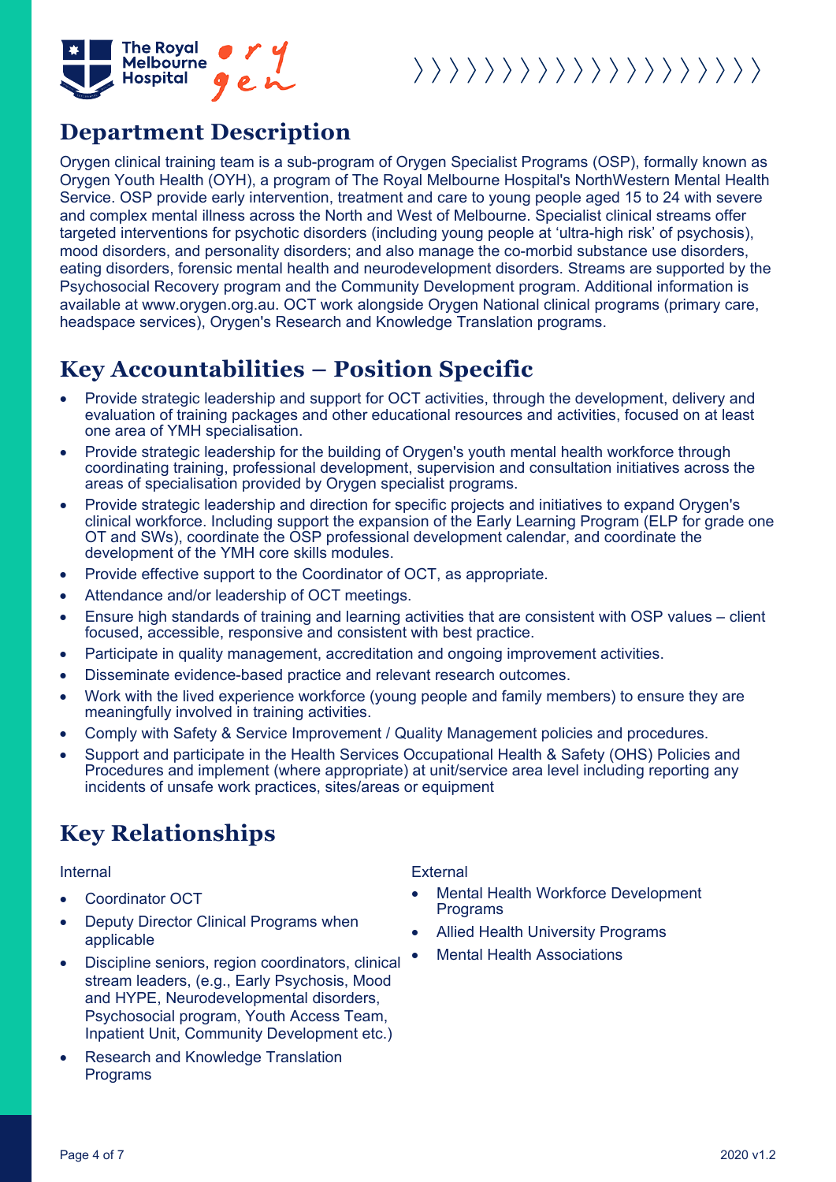## Department Description

Orygen clinical training team is a sub-program of Orygen Specialist Programs (OSP), formally known as Orygen Youth Health (OYH), a program of The Royal Melbourne Hospital's NorthWestern Mental Health Service. OSP provide early intervention, treatment and care to young people aged 15 to 24 with severe and complex mental illness across the North and West of Melbourne. Specialist clinical streams offer targeted interventions for psychotic disorders (including young people at 'ultra-high risk' of psychosis), mood disorders, and personality disorders; and also manage the co-morbid substance use disorders, eating disorders, forensic mental health and neurodevelopment disorders. Streams are supported by the Psychosocial Recovery program and the Community Development program. Additional information is available at www.orygen.org.au. OCT work alongside Orygen National clinical programs (primary care, headspace services), Orygen's Research and Knowledge Translation programs.

## Key Accountabilities – Position Specific

- Provide strategic leadership and support for OCT activities, through the development, delivery and evaluation of training packages and other educational resources and activities, focused on at least one area of YMH specialisation.
- Provide strategic leadership for the building of Orygen's youth mental health workforce through coordinating training, professional development, supervision and consultation initiatives across the areas of specialisation provided by Orygen specialist programs.
- Provide strategic leadership and direction for specific projects and initiatives to expand Orygen's clinical workforce. Including support the expansion of the Early Learning Program (ELP for grade one OT and SWs), coordinate the OSP professional development calendar, and coordinate the development of the YMH core skills modules.
- Provide effective support to the Coordinator of OCT, as appropriate.
- Attendance and/or leadership of OCT meetings.
- Ensure high standards of training and learning activities that are consistent with OSP values – client focused, accessible, responsive and consistent with best practice.
- Participate in quality management, accreditation and ongoing improvement activities.
- Disseminate evidence-based practice and relevant research outcomes.
- Work with the lived experience workforce (young people and family members) to ensure they are meaningfully involved in training activities.
- Comply with Safety & Service Improvement / Quality Management policies and procedures.
- Support and participate in the Health Services Occupational Health & Safety (OHS) Policies and Procedures and implement (where appropriate) at unit/service area level including reporting any incidents of unsafe work practices, sites/areas or equipment

## Key Relationships

Internal

- Coordinator OCT
- Deputy Director Clinical Programs when applicable
- Discipline seniors, region coordinators, clinical stream leaders, (e.g., Early Psychosis, Mood and HYPE, Neurodevelopmental disorders, Psychosocial program, Youth Access Team, Inpatient Unit, Community Development etc.)
- Research and Knowledge Translation Programs

External

- Mental Health Workforce Development Programs
- Allied Health University Programs
- Mental Health Associations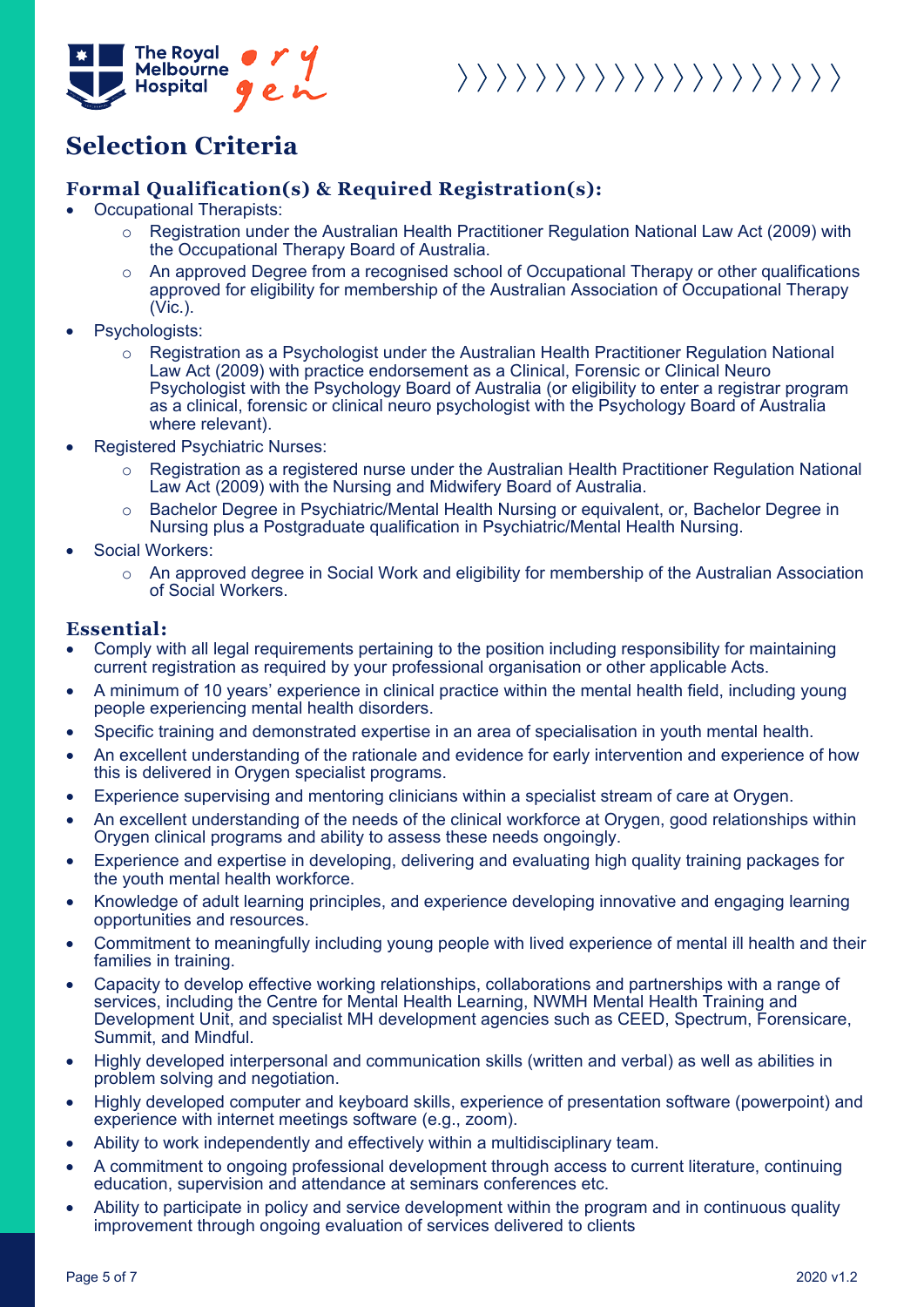# Selection Criteria

### Formal Qualification(s) & Required Registration(s):

- Occupational Therapists:
  - Registration under the Australian Health Practitioner Regulation National Law Act (2009) with the Occupational Therapy Board of Australia.
  - An approved Degree from a recognised school of Occupational Therapy or other qualifications approved for eligibility for membership of the Australian Association of Occupational Therapy (Vic.).
- Psychologists:
  - Registration as a Psychologist under the Australian Health Practitioner Regulation National Law Act (2009) with practice endorsement as a Clinical, Forensic or Clinical Neuro Psychologist with the Psychology Board of Australia (or eligibility to enter a registrar program as a clinical, forensic or clinical neuro psychologist with the Psychology Board of Australia where relevant).
- Registered Psychiatric Nurses:
  - Registration as a registered nurse under the Australian Health Practitioner Regulation National Law Act (2009) with the Nursing and Midwifery Board of Australia.
  - Bachelor Degree in Psychiatric/Mental Health Nursing or equivalent, or, Bachelor Degree in Nursing plus a Postgraduate qualification in Psychiatric/Mental Health Nursing.
- Social Workers:
  - An approved degree in Social Work and eligibility for membership of the Australian Association of Social Workers.

### Essential:

- Comply with all legal requirements pertaining to the position including responsibility for maintaining current registration as required by your professional organisation or other applicable Acts.
- A minimum of 10 years' experience in clinical practice within the mental health field, including young people experiencing mental health disorders.
- Specific training and demonstrated expertise in an area of specialisation in youth mental health.
- An excellent understanding of the rationale and evidence for early intervention and experience of how this is delivered in Orygen specialist programs.
- Experience supervising and mentoring clinicians within a specialist stream of care at Orygen.
- An excellent understanding of the needs of the clinical workforce at Orygen, good relationships within Orygen clinical programs and ability to assess these needs ongoingly.
- Experience and expertise in developing, delivering and evaluating high quality training packages for the youth mental health workforce.
- Knowledge of adult learning principles, and experience developing innovative and engaging learning opportunities and resources.
- Commitment to meaningfully including young people with lived experience of mental ill health and their families in training.
- Capacity to develop effective working relationships, collaborations and partnerships with a range of services, including the Centre for Mental Health Learning, NWMH Mental Health Training and Development Unit, and specialist MH development agencies such as CEED, Spectrum, Forensicare, Summit, and Mindful.
- Highly developed interpersonal and communication skills (written and verbal) as well as abilities in problem solving and negotiation.
- Highly developed computer and keyboard skills, experience of presentation software (powerpoint) and experience with internet meetings software (e.g., zoom).
- Ability to work independently and effectively within a multidisciplinary team.
- A commitment to ongoing professional development through access to current literature, continuing education, supervision and attendance at seminars conferences etc.
- Ability to participate in policy and service development within the program and in continuous quality improvement through ongoing evaluation of services delivered to clients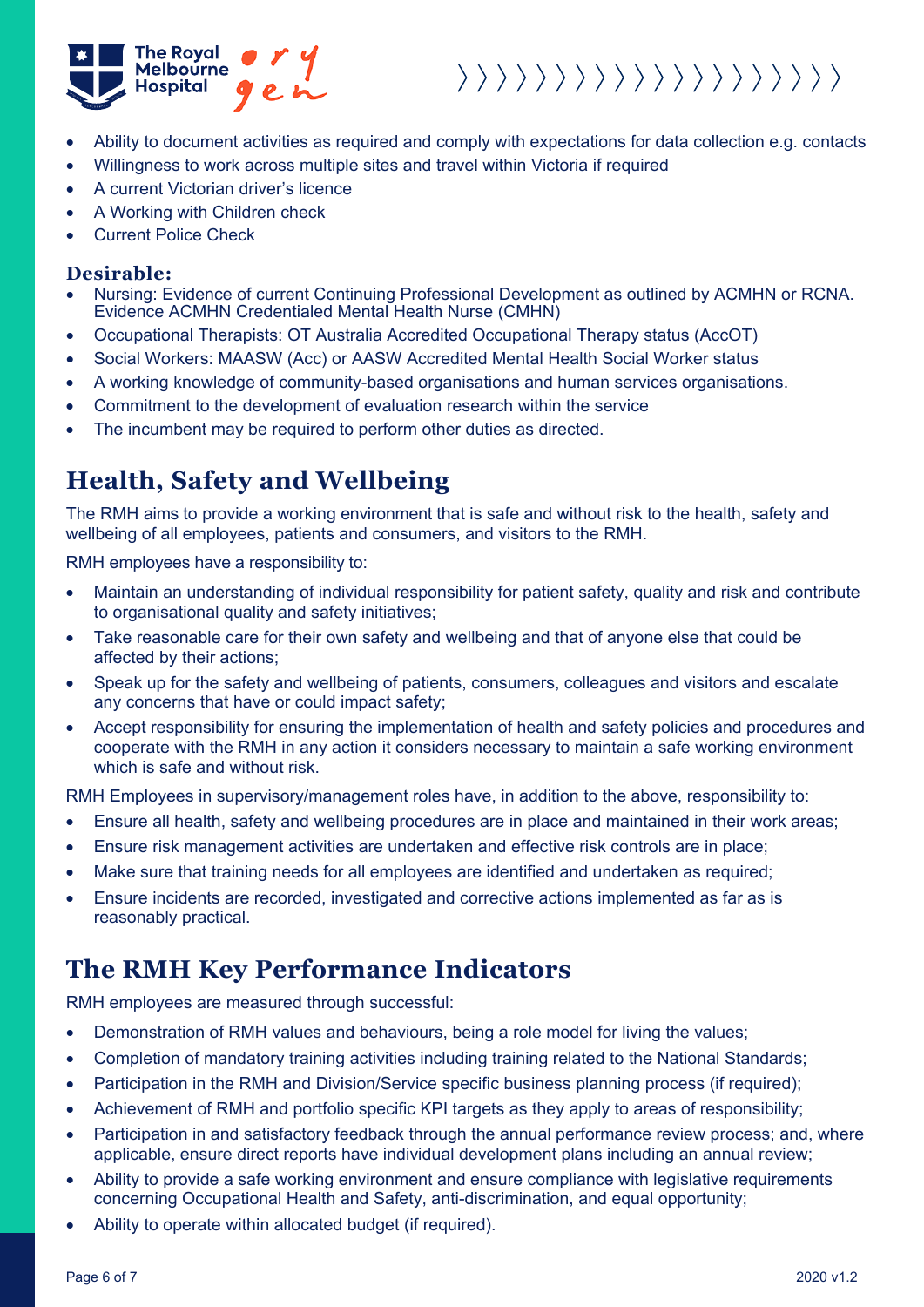- Ability to document activities as required and comply with expectations for data collection e.g. contacts
- Willingness to work across multiple sites and travel within Victoria if required
- A current Victorian driver's licence
- A Working with Children check
- Current Police Check

**Desirable:**

- Nursing: Evidence of current Continuing Professional Development as outlined by ACMHN or RCNA. Evidence ACMHN Credentialed Mental Health Nurse (CMHN)
- Occupational Therapists: OT Australia Accredited Occupational Therapy status (AccOT)
- Social Workers: MAASW (Acc) or AASW Accredited Mental Health Social Worker status
- A working knowledge of community-based organisations and human services organisations.
- Commitment to the development of evaluation research within the service
- The incumbent may be required to perform other duties as directed.

## Health, Safety and Wellbeing

The RMH aims to provide a working environment that is safe and without risk to the health, safety and wellbeing of all employees, patients and consumers, and visitors to the RMH.

RMH employees have a responsibility to:

- Maintain an understanding of individual responsibility for patient safety, quality and risk and contribute to organisational quality and safety initiatives;
- Take reasonable care for their own safety and wellbeing and that of anyone else that could be affected by their actions;
- Speak up for the safety and wellbeing of patients, consumers, colleagues and visitors and escalate any concerns that have or could impact safety;
- Accept responsibility for ensuring the implementation of health and safety policies and procedures and cooperate with the RMH in any action it considers necessary to maintain a safe working environment which is safe and without risk.

RMH Employees in supervisory/management roles have, in addition to the above, responsibility to:

- Ensure all health, safety and wellbeing procedures are in place and maintained in their work areas;
- Ensure risk management activities are undertaken and effective risk controls are in place;
- Make sure that training needs for all employees are identified and undertaken as required;
- Ensure incidents are recorded, investigated and corrective actions implemented as far as is reasonably practical.

## The RMH Key Performance Indicators

RMH employees are measured through successful:

- Demonstration of RMH values and behaviours, being a role model for living the values;
- Completion of mandatory training activities including training related to the National Standards;
- Participation in the RMH and Division/Service specific business planning process (if required);
- Achievement of RMH and portfolio specific KPI targets as they apply to areas of responsibility;
- Participation in and satisfactory feedback through the annual performance review process; and, where applicable, ensure direct reports have individual development plans including an annual review;
- Ability to provide a safe working environment and ensure compliance with legislative requirements concerning Occupational Health and Safety, anti-discrimination, and equal opportunity;
- Ability to operate within allocated budget (if required).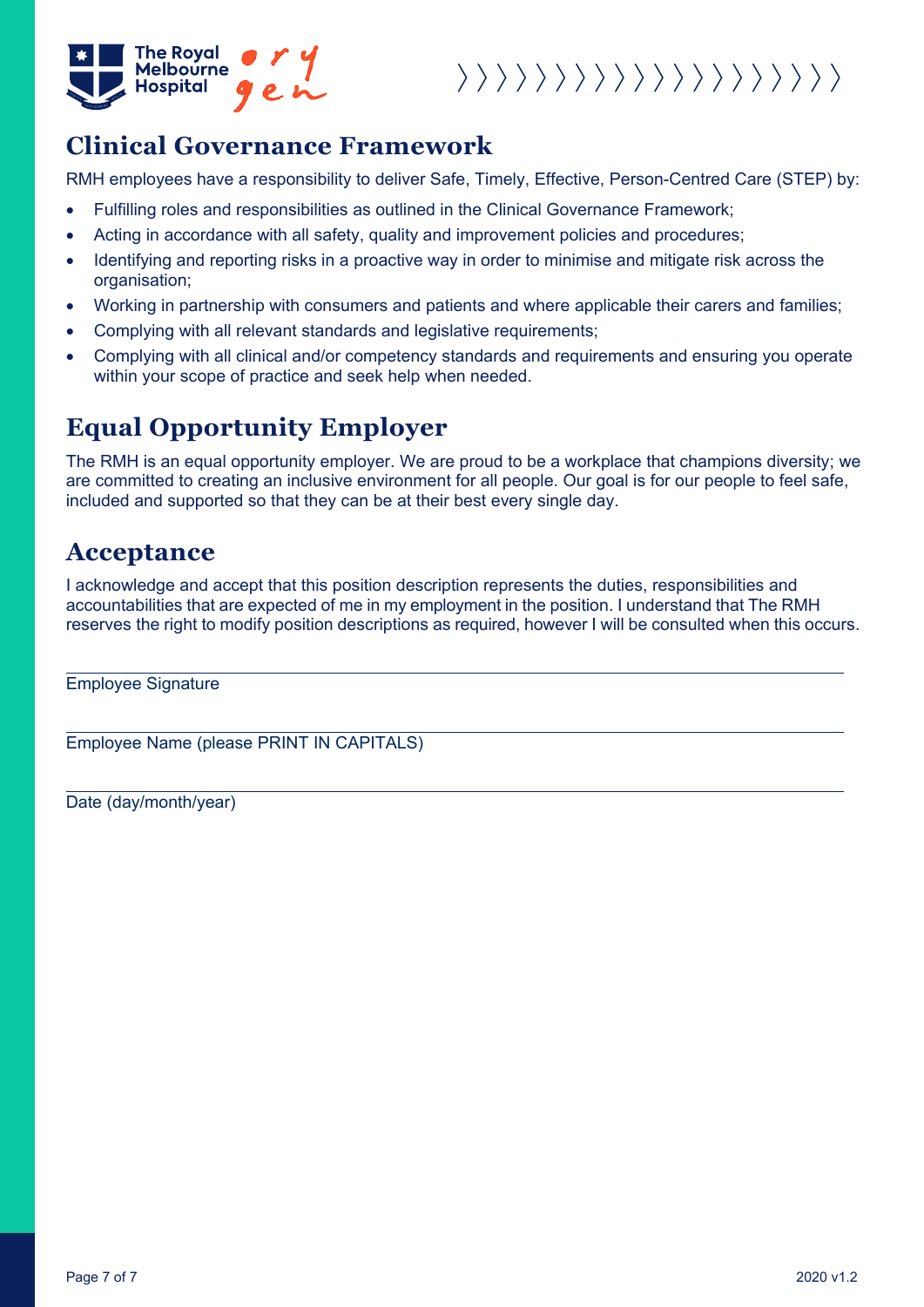## Clinical Governance Framework

RMH employees have a responsibility to deliver Safe, Timely, Effective, Person-Centred Care (STEP) by:

- Fulfilling roles and responsibilities as outlined in the Clinical Governance Framework;
- Acting in accordance with all safety, quality and improvement policies and procedures;
- Identifying and reporting risks in a proactive way in order to minimise and mitigate risk across the organisation;
- Working in partnership with consumers and patients and where applicable their carers and families;
- Complying with all relevant standards and legislative requirements;
- Complying with all clinical and/or competency standards and requirements and ensuring you operate within your scope of practice and seek help when needed.

## Equal Opportunity Employer

The RMH is an equal opportunity employer. We are proud to be a workplace that champions diversity; we are committed to creating an inclusive environment for all people. Our goal is for our people to feel safe, included and supported so that they can be at their best every single day.

## Acceptance

I acknowledge and accept that this position description represents the duties, responsibilities and accountabilities that are expected of me in my employment in the position. I understand that The RMH reserves the right to modify position descriptions as required, however I will be consulted when this occurs.

---

Employee Signature

---

Employee Name (please PRINT IN CAPITALS)

---

Date (day/month/year)